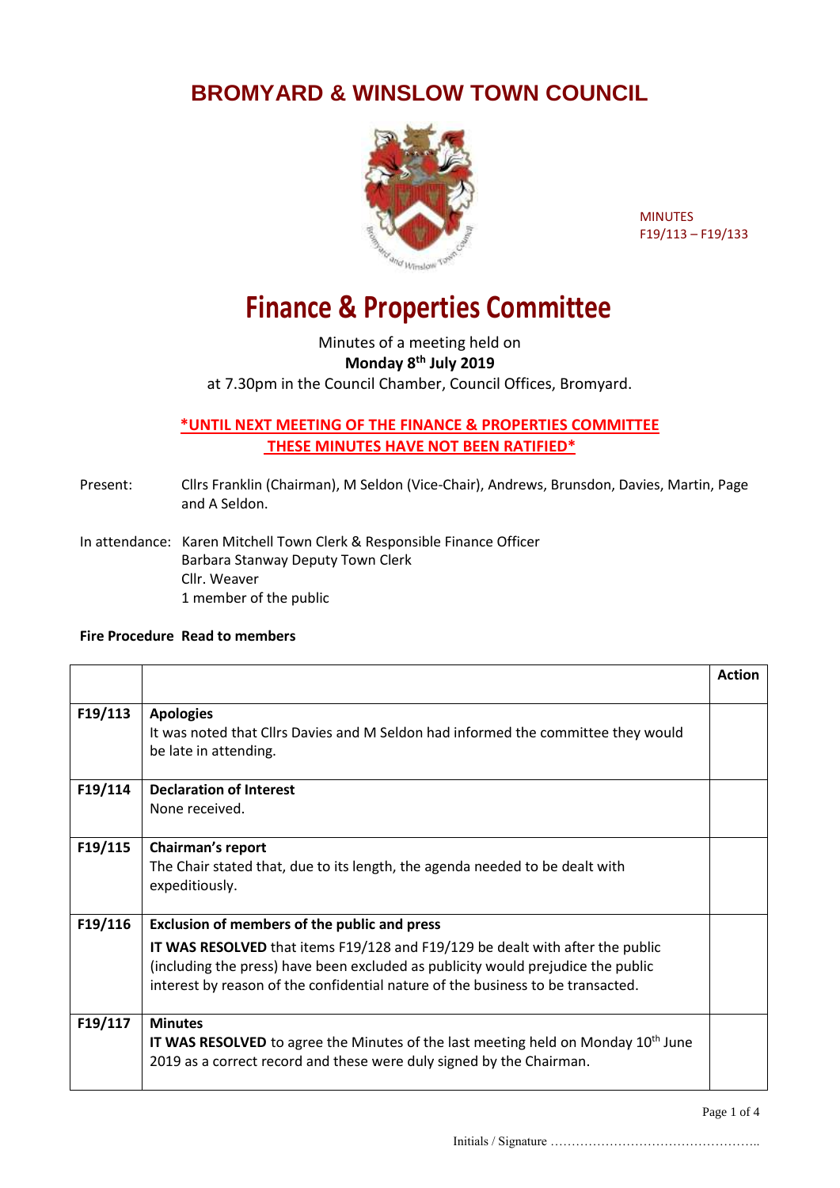# BROMYARD & WINSLOW TOWN COUNCIL

MINUTES
F19/113 – F19/133

# Finance & Properties Committee

Minutes of a meeting held on
**Monday 8th July 2019**
at 7.30pm in the Council Chamber, Council Offices, Bromyard.

**\*UNTIL NEXT MEETING OF THE FINANCE & PROPERTIES COMMITTEE THESE MINUTES HAVE NOT BEEN RATIFIED\***

Present: Cllrs Franklin (Chairman), M Seldon (Vice-Chair), Andrews, Brunsdon, Davies, Martin, Page and A Seldon.

In attendance: Karen Mitchell Town Clerk & Responsible Finance Officer
Barbara Stanway Deputy Town Clerk
Cllr. Weaver
1 member of the public

**Fire Procedure Read to members**

| | | Action |
|---|---|---|
| F19/113 | **Apologies**<br>It was noted that Cllrs Davies and M Seldon had informed the committee they would be late in attending. | |
| F19/114 | **Declaration of Interest**<br>None received. | |
| F19/115 | **Chairman's report**<br>The Chair stated that, due to its length, the agenda needed to be dealt with expeditiously. | |
| F19/116 | **Exclusion of members of the public and press**<br>**IT WAS RESOLVED** that items F19/128 and F19/129 be dealt with after the public (including the press) have been excluded as publicity would prejudice the public interest by reason of the confidential nature of the business to be transacted. | |
| F19/117 | **Minutes**<br>**IT WAS RESOLVED** to agree the Minutes of the last meeting held on Monday 10th June 2019 as a correct record and these were duly signed by the Chairman. | |

Initials / Signature …………………………………………..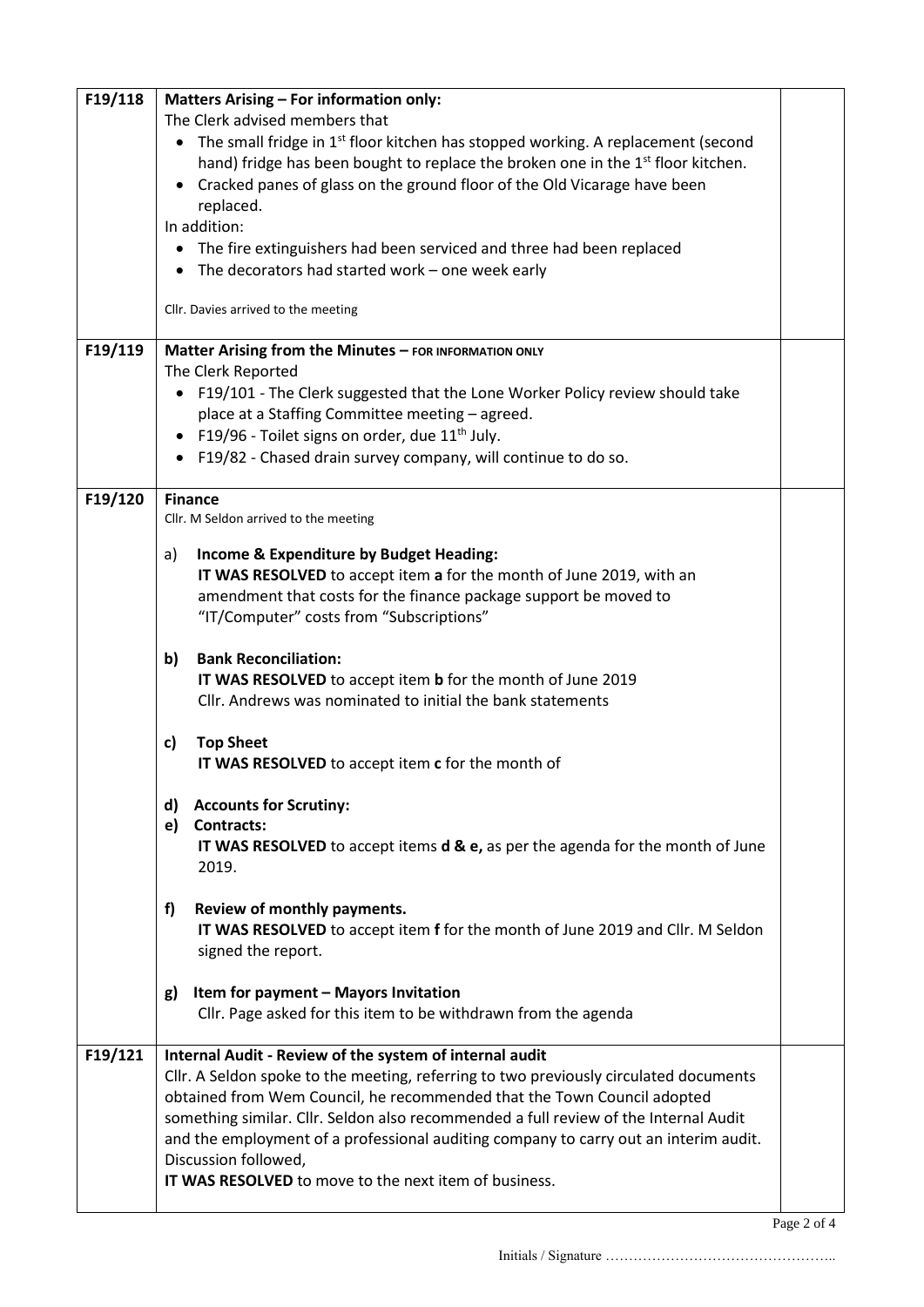| | | |
|---|---|---|
| F19/118 | **Matters Arising – For information only:**<br>The Clerk advised members that<br>• The small fridge in 1st floor kitchen has stopped working. A replacement (second hand) fridge has been bought to replace the broken one in the 1st floor kitchen.<br>• Cracked panes of glass on the ground floor of the Old Vicarage have been replaced.<br>In addition:<br>• The fire extinguishers had been serviced and three had been replaced<br>• The decorators had started work – one week early<br><br>Cllr. Davies arrived to the meeting | |
| F19/119 | **Matter Arising from the Minutes – FOR INFORMATION ONLY**<br>The Clerk Reported<br>• F19/101 - The Clerk suggested that the Lone Worker Policy review should take place at a Staffing Committee meeting – agreed.<br>• F19/96 - Toilet signs on order, due 11th July.<br>• F19/82 - Chased drain survey company, will continue to do so. | |
| F19/120 | **Finance**<br>Cllr. M Seldon arrived to the meeting<br><br>a) **Income & Expenditure by Budget Heading:**<br>**IT WAS RESOLVED** to accept item **a** for the month of June 2019, with an amendment that costs for the finance package support be moved to "IT/Computer" costs from "Subscriptions"<br><br>**b) Bank Reconciliation:**<br>**IT WAS RESOLVED** to accept item **b** for the month of June 2019<br>Cllr. Andrews was nominated to initial the bank statements<br><br>**c) Top Sheet**<br>**IT WAS RESOLVED** to accept item **c** for the month of<br><br>**d) Accounts for Scrutiny:**<br>**e) Contracts:**<br>**IT WAS RESOLVED** to accept items **d & e,** as per the agenda for the month of June 2019.<br><br>**f) Review of monthly payments.**<br>**IT WAS RESOLVED** to accept item **f** for the month of June 2019 and Cllr. M Seldon signed the report.<br><br>**g) Item for payment – Mayors Invitation**<br>Cllr. Page asked for this item to be withdrawn from the agenda | |
| F19/121 | **Internal Audit - Review of the system of internal audit**<br>Cllr. A Seldon spoke to the meeting, referring to two previously circulated documents obtained from Wem Council, he recommended that the Town Council adopted something similar. Cllr. Seldon also recommended a full review of the Internal Audit and the employment of a professional auditing company to carry out an interim audit. Discussion followed,<br>**IT WAS RESOLVED** to move to the next item of business. | |

Initials / Signature …………………………………………..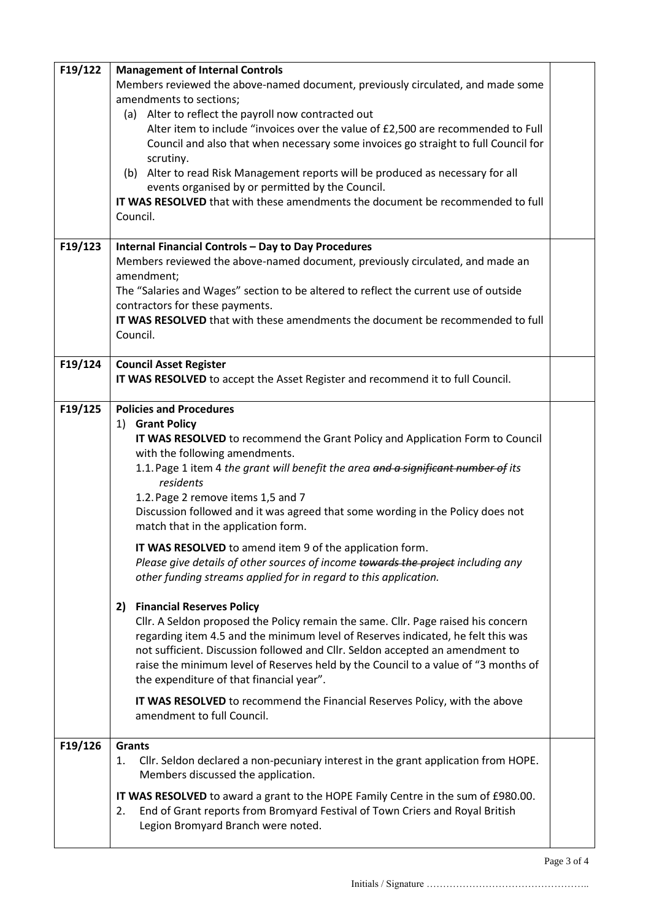| | | |
|---|---|---|
| F19/122 | **Management of Internal Controls**<br>Members reviewed the above-named document, previously circulated, and made some amendments to sections;<br>(a) Alter to reflect the payroll now contracted out<br>Alter item to include "invoices over the value of £2,500 are recommended to Full Council and also that when necessary some invoices go straight to full Council for scrutiny.<br>(b) Alter to read Risk Management reports will be produced as necessary for all events organised by or permitted by the Council.<br>**IT WAS RESOLVED** that with these amendments the document be recommended to full Council. | |
| F19/123 | **Internal Financial Controls – Day to Day Procedures**<br>Members reviewed the above-named document, previously circulated, and made an amendment;<br>The "Salaries and Wages" section to be altered to reflect the current use of outside contractors for these payments.<br>**IT WAS RESOLVED** that with these amendments the document be recommended to full Council. | |
| F19/124 | **Council Asset Register**<br>**IT WAS RESOLVED** to accept the Asset Register and recommend it to full Council. | |
| F19/125 | **Policies and Procedures**<br>1) **Grant Policy**<br>**IT WAS RESOLVED** to recommend the Grant Policy and Application Form to Council with the following amendments.<br>1.1. Page 1 item 4 *the grant will benefit the area ~~and a significant number of~~ its residents*<br>1.2. Page 2 remove items 1,5 and 7<br>Discussion followed and it was agreed that some wording in the Policy does not match that in the application form.<br><br>**IT WAS RESOLVED** to amend item 9 of the application form.<br>*Please give details of other sources of income ~~towards the project~~ including any other funding streams applied for in regard to this application.*<br><br>2) **Financial Reserves Policy**<br>Cllr. A Seldon proposed the Policy remain the same. Cllr. Page raised his concern regarding item 4.5 and the minimum level of Reserves indicated, he felt this was not sufficient. Discussion followed and Cllr. Seldon accepted an amendment to raise the minimum level of Reserves held by the Council to a value of "3 months of the expenditure of that financial year".<br><br>**IT WAS RESOLVED** to recommend the Financial Reserves Policy, with the above amendment to full Council. | |
| F19/126 | **Grants**<br>1. Cllr. Seldon declared a non-pecuniary interest in the grant application from HOPE. Members discussed the application.<br><br>**IT WAS RESOLVED** to award a grant to the HOPE Family Centre in the sum of £980.00.<br>2. End of Grant reports from Bromyard Festival of Town Criers and Royal British Legion Bromyard Branch were noted. | |

Initials / Signature …………………………………………..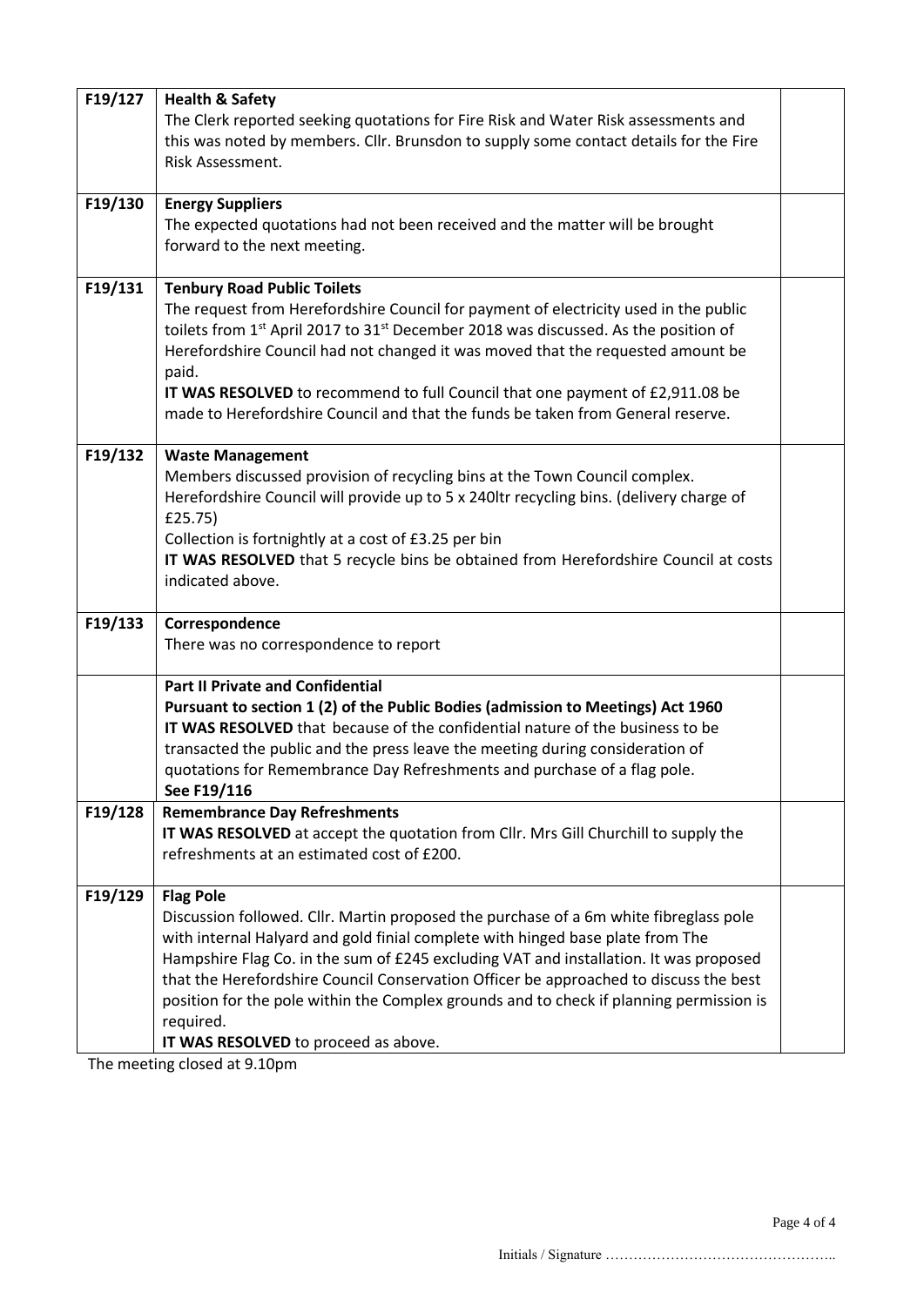| | | |
|---|---|---|
| F19/127 | **Health & Safety**<br>The Clerk reported seeking quotations for Fire Risk and Water Risk assessments and this was noted by members. Cllr. Brunsdon to supply some contact details for the Fire Risk Assessment. | |
| F19/130 | **Energy Suppliers**<br>The expected quotations had not been received and the matter will be brought forward to the next meeting. | |
| F19/131 | **Tenbury Road Public Toilets**<br>The request from Herefordshire Council for payment of electricity used in the public toilets from 1st April 2017 to 31st December 2018 was discussed. As the position of Herefordshire Council had not changed it was moved that the requested amount be paid.<br>**IT WAS RESOLVED** to recommend to full Council that one payment of £2,911.08 be made to Herefordshire Council and that the funds be taken from General reserve. | |
| F19/132 | **Waste Management**<br>Members discussed provision of recycling bins at the Town Council complex. Herefordshire Council will provide up to 5 x 240ltr recycling bins. (delivery charge of £25.75)<br>Collection is fortnightly at a cost of £3.25 per bin<br>**IT WAS RESOLVED** that 5 recycle bins be obtained from Herefordshire Council at costs indicated above. | |
| F19/133 | **Correspondence**<br>There was no correspondence to report | |
| | **Part II Private and Confidential**<br>**Pursuant to section 1 (2) of the Public Bodies (admission to Meetings) Act 1960**<br>**IT WAS RESOLVED** that because of the confidential nature of the business to be transacted the public and the press leave the meeting during consideration of quotations for Remembrance Day Refreshments and purchase of a flag pole.<br>**See F19/116** | |
| F19/128 | **Remembrance Day Refreshments**<br>**IT WAS RESOLVED** at accept the quotation from Cllr. Mrs Gill Churchill to supply the refreshments at an estimated cost of £200. | |
| F19/129 | **Flag Pole**<br>Discussion followed. Cllr. Martin proposed the purchase of a 6m white fibreglass pole with internal Halyard and gold finial complete with hinged base plate from The Hampshire Flag Co. in the sum of £245 excluding VAT and installation. It was proposed that the Herefordshire Council Conservation Officer be approached to discuss the best position for the pole within the Complex grounds and to check if planning permission is required.<br>**IT WAS RESOLVED** to proceed as above. | |

The meeting closed at 9.10pm

Initials / Signature …………………………………………..